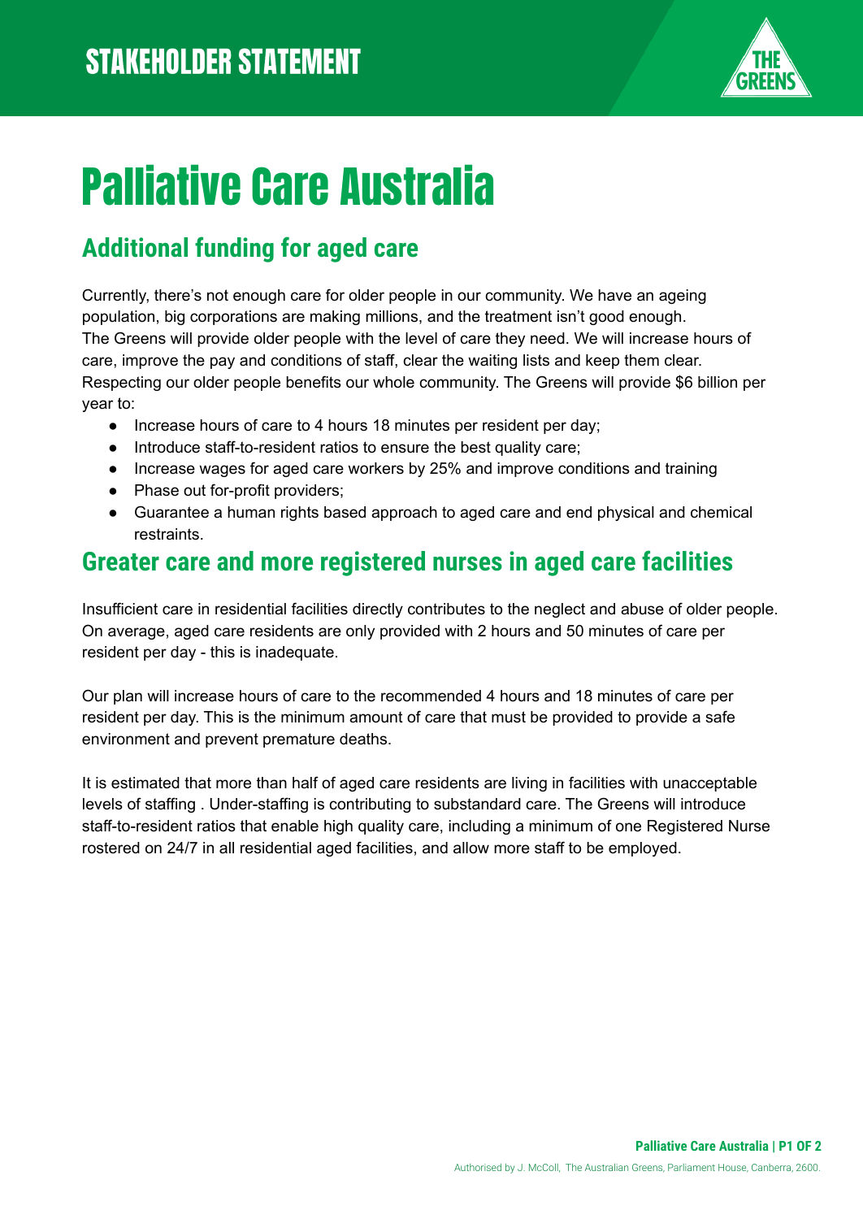STAKEHOLDER STATEMENT

# Palliative Care Australia

## Additional funding for aged care

Currently, there's not enough care for older people in our community. We have an ageing population, big corporations are making millions, and the treatment isn't good enough.
The Greens will provide older people with the level of care they need. We will increase hours of care, improve the pay and conditions of staff, clear the waiting lists and keep them clear.
Respecting our older people benefits our whole community. The Greens will provide $6 billion per year to:

- Increase hours of care to 4 hours 18 minutes per resident per day;
- Introduce staff-to-resident ratios to ensure the best quality care;
- Increase wages for aged care workers by 25% and improve conditions and training
- Phase out for-profit providers;
- Guarantee a human rights based approach to aged care and end physical and chemical restraints.

## Greater care and more registered nurses in aged care facilities

Insufficient care in residential facilities directly contributes to the neglect and abuse of older people. On average, aged care residents are only provided with 2 hours and 50 minutes of care per resident per day - this is inadequate.

Our plan will increase hours of care to the recommended 4 hours and 18 minutes of care per resident per day. This is the minimum amount of care that must be provided to provide a safe environment and prevent premature deaths.

It is estimated that more than half of aged care residents are living in facilities with unacceptable levels of staffing . Under-staffing is contributing to substandard care. The Greens will introduce staff-to-resident ratios that enable high quality care, including a minimum of one Registered Nurse rostered on 24/7 in all residential aged facilities, and allow more staff to be employed.

Authorised by J. McColl, The Australian Greens, Parliament House, Canberra, 2600.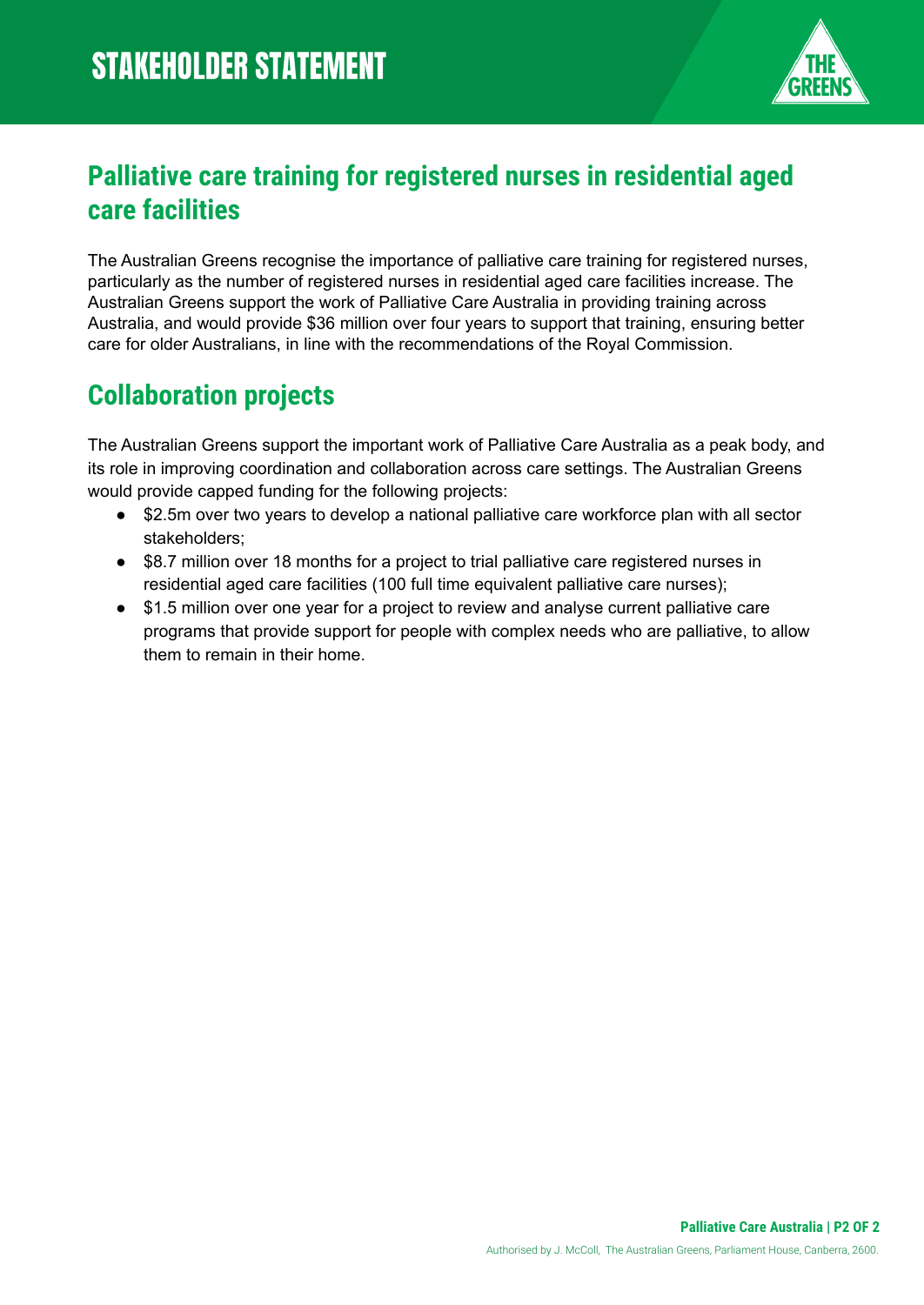# STAKEHOLDER STATEMENT

## Palliative care training for registered nurses in residential aged care facilities

The Australian Greens recognise the importance of palliative care training for registered nurses, particularly as the number of registered nurses in residential aged care facilities increase. The Australian Greens support the work of Palliative Care Australia in providing training across Australia, and would provide $36 million over four years to support that training, ensuring better care for older Australians, in line with the recommendations of the Royal Commission.

## Collaboration projects

The Australian Greens support the important work of Palliative Care Australia as a peak body, and its role in improving coordination and collaboration across care settings. The Australian Greens would provide capped funding for the following projects:

- $2.5m over two years to develop a national palliative care workforce plan with all sector stakeholders;
- $8.7 million over 18 months for a project to trial palliative care registered nurses in residential aged care facilities (100 full time equivalent palliative care nurses);
- $1.5 million over one year for a project to review and analyse current palliative care programs that provide support for people with complex needs who are palliative, to allow them to remain in their home.

Authorised by J. McColl, The Australian Greens, Parliament House, Canberra, 2600.